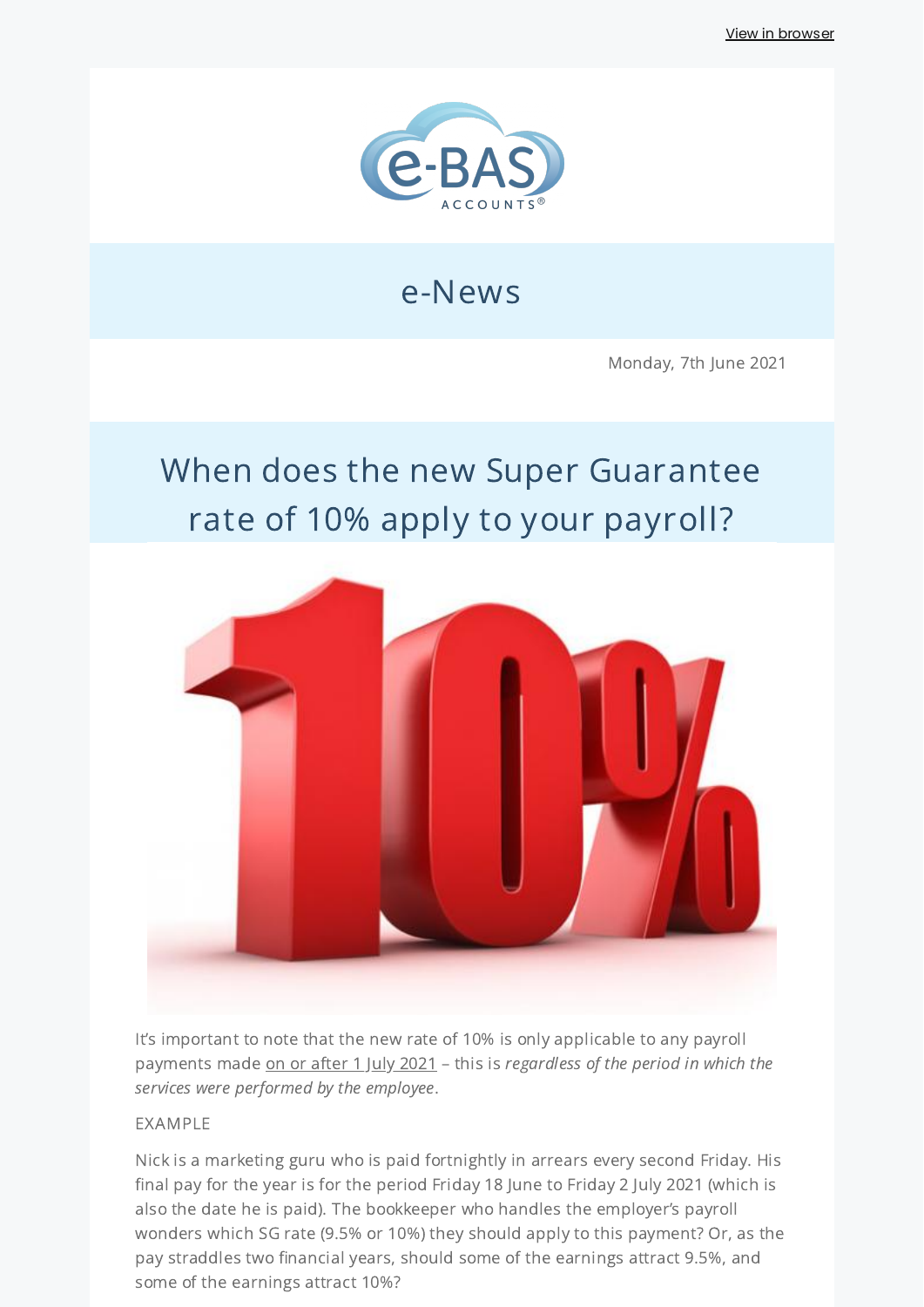View in browser

e-BAS ACCOUNTS®

# e-News

Monday, 7th June 2021

## When does the new Super Guarantee rate of 10% apply to your payroll?

It's important to note that the new rate of 10% is only applicable to any payroll payments made on or after 1 July 2021 – this is *regardless of the period in which the services were performed by the employee*.

EXAMPLE

Nick is a marketing guru who is paid fortnightly in arrears every second Friday. His final pay for the year is for the period Friday 18 June to Friday 2 July 2021 (which is also the date he is paid). The bookkeeper who handles the employer's payroll wonders which SG rate (9.5% or 10%) they should apply to this payment? Or, as the pay straddles two financial years, should some of the earnings attract 9.5%, and some of the earnings attract 10%?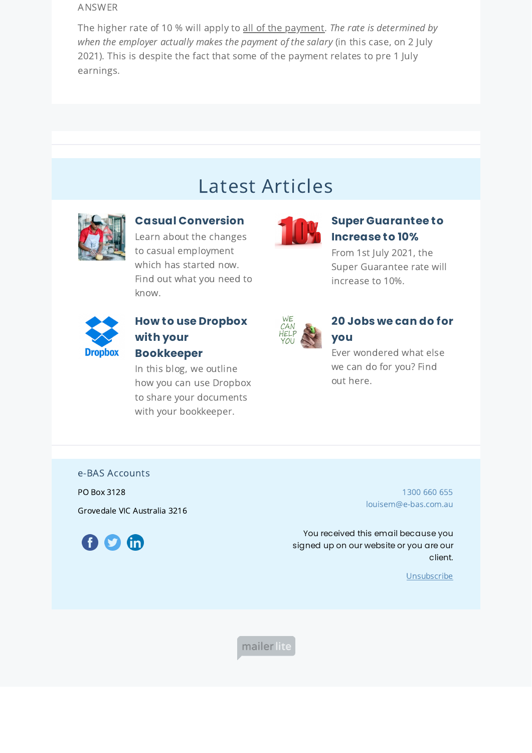ANSWER

The higher rate of 10 % will apply to all of the payment. *The rate is determined by when the employer actually makes the payment of the salary* (in this case, on 2 July 2021). This is despite the fact that some of the payment relates to pre 1 July earnings.

## Latest Articles

### Casual Conversion

Learn about the changes to casual employment which has started now. Find out what you need to know.

### Super Guarantee to Increase to 10%

From 1st July 2021, the Super Guarantee rate will increase to 10%.

### How to use Dropbox with your Bookkeeper

In this blog, we outline how you can use Dropbox to share your documents with your bookkeeper.

### 20 Jobs we can do for you

Ever wondered what else we can do for you? Find out here.

e-BAS Accounts

PO Box 3128

Grovedale VIC Australia 3216

1300 660 655
louisem@e-bas.com.au

You received this email because you signed up on our website or you are our client.

Unsubscribe